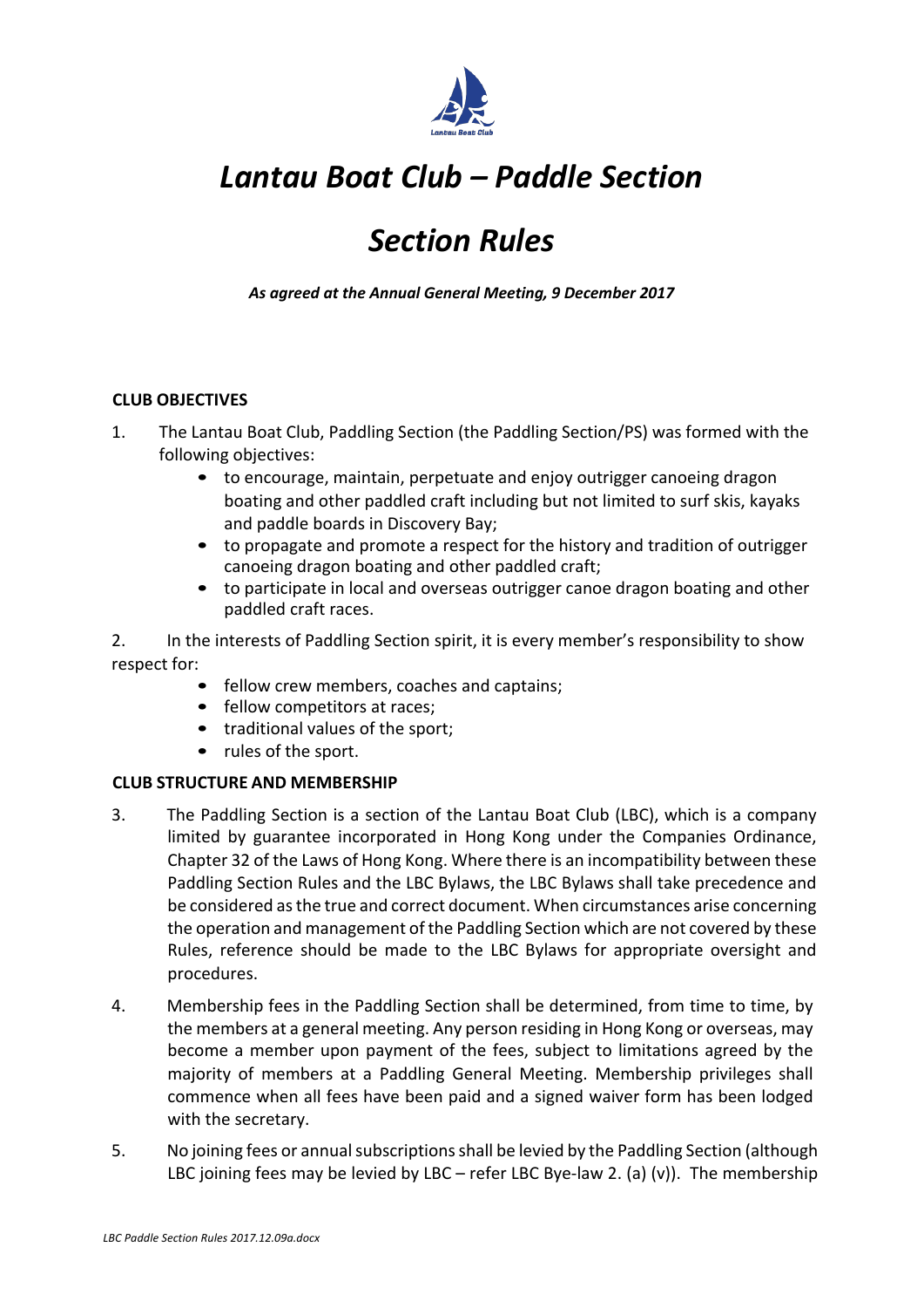# *Lantau Boat Club – Paddle Section*

# *Section Rules*

***As agreed at the Annual General Meeting, 9 December 2017***

**CLUB OBJECTIVES**

1. The Lantau Boat Club, Paddling Section (the Paddling Section/PS) was formed with the following objectives:
   - to encourage, maintain, perpetuate and enjoy outrigger canoeing dragon boating and other paddled craft including but not limited to surf skis, kayaks and paddle boards in Discovery Bay;
   - to propagate and promote a respect for the history and tradition of outrigger canoeing dragon boating and other paddled craft;
   - to participate in local and overseas outrigger canoe dragon boating and other paddled craft races.

2. In the interests of Paddling Section spirit, it is every member's responsibility to show respect for:
   - fellow crew members, coaches and captains;
   - fellow competitors at races;
   - traditional values of the sport;
   - rules of the sport.

**CLUB STRUCTURE AND MEMBERSHIP**

3. The Paddling Section is a section of the Lantau Boat Club (LBC), which is a company limited by guarantee incorporated in Hong Kong under the Companies Ordinance, Chapter 32 of the Laws of Hong Kong. Where there is an incompatibility between these Paddling Section Rules and the LBC Bylaws, the LBC Bylaws shall take precedence and be considered as the true and correct document. When circumstances arise concerning the operation and management of the Paddling Section which are not covered by these Rules, reference should be made to the LBC Bylaws for appropriate oversight and procedures.

4. Membership fees in the Paddling Section shall be determined, from time to time, by the members at a general meeting. Any person residing in Hong Kong or overseas, may become a member upon payment of the fees, subject to limitations agreed by the majority of members at a Paddling General Meeting. Membership privileges shall commence when all fees have been paid and a signed waiver form has been lodged with the secretary.

5. No joining fees or annual subscriptions shall be levied by the Paddling Section (although LBC joining fees may be levied by LBC – refer LBC Bye-law 2. (a) (v)). The membership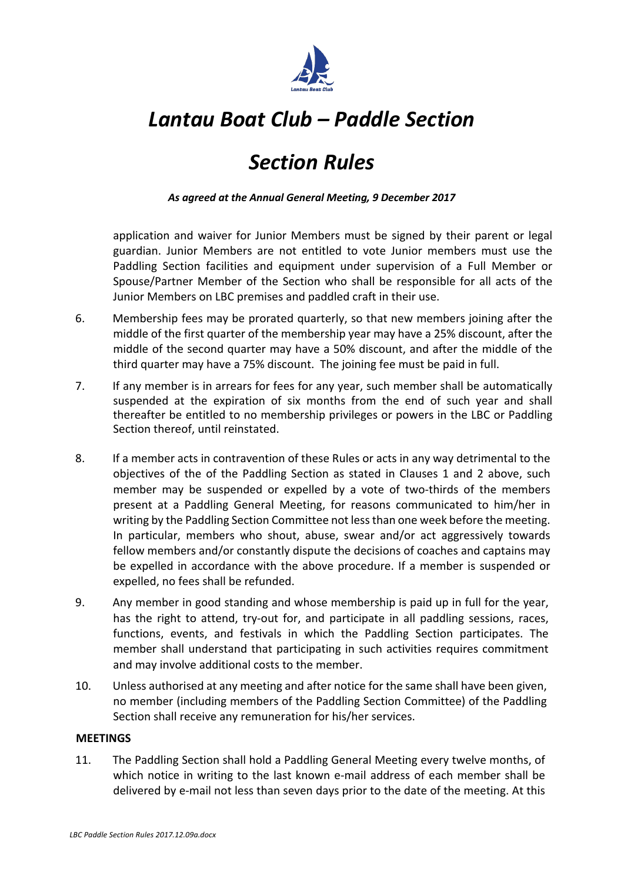application and waiver for Junior Members must be signed by their parent or legal guardian. Junior Members are not entitled to vote Junior members must use the Paddling Section facilities and equipment under supervision of a Full Member or Spouse/Partner Member of the Section who shall be responsible for all acts of the Junior Members on LBC premises and paddled craft in their use.

6. Membership fees may be prorated quarterly, so that new members joining after the middle of the first quarter of the membership year may have a 25% discount, after the middle of the second quarter may have a 50% discount, and after the middle of the third quarter may have a 75% discount. The joining fee must be paid in full.

7. If any member is in arrears for fees for any year, such member shall be automatically suspended at the expiration of six months from the end of such year and shall thereafter be entitled to no membership privileges or powers in the LBC or Paddling Section thereof, until reinstated.

8. If a member acts in contravention of these Rules or acts in any way detrimental to the objectives of the of the Paddling Section as stated in Clauses 1 and 2 above, such member may be suspended or expelled by a vote of two-thirds of the members present at a Paddling General Meeting, for reasons communicated to him/her in writing by the Paddling Section Committee not less than one week before the meeting. In particular, members who shout, abuse, swear and/or act aggressively towards fellow members and/or constantly dispute the decisions of coaches and captains may be expelled in accordance with the above procedure. If a member is suspended or expelled, no fees shall be refunded.

9. Any member in good standing and whose membership is paid up in full for the year, has the right to attend, try-out for, and participate in all paddling sessions, races, functions, events, and festivals in which the Paddling Section participates. The member shall understand that participating in such activities requires commitment and may involve additional costs to the member.

10. Unless authorised at any meeting and after notice for the same shall have been given, no member (including members of the Paddling Section Committee) of the Paddling Section shall receive any remuneration for his/her services.

**MEETINGS**

11. The Paddling Section shall hold a Paddling General Meeting every twelve months, of which notice in writing to the last known e-mail address of each member shall be delivered by e-mail not less than seven days prior to the date of the meeting. At this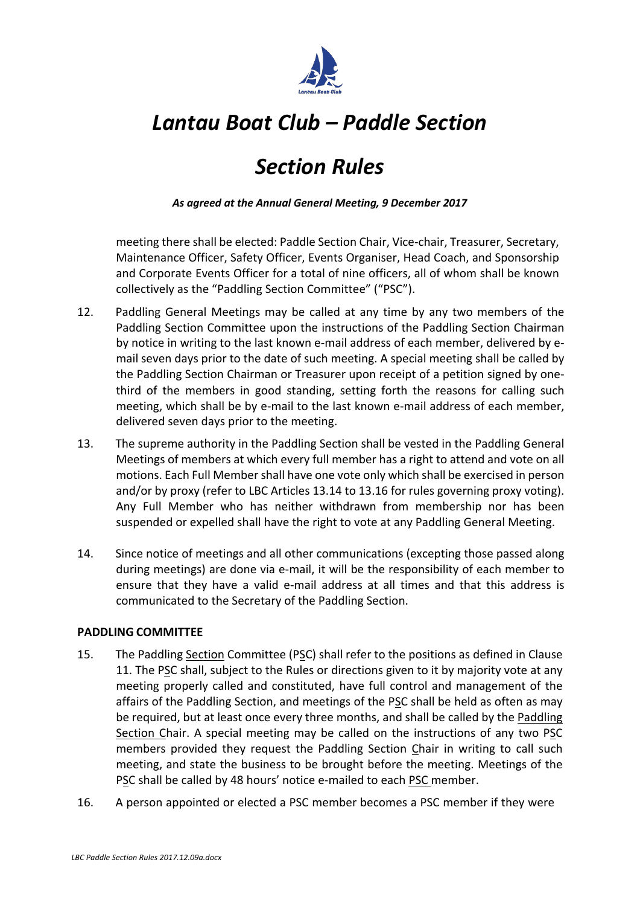# *Lantau Boat Club – Paddle Section*

# *Section Rules*

***As agreed at the Annual General Meeting, 9 December 2017***

meeting there shall be elected: Paddle Section Chair, Vice-chair, Treasurer, Secretary, Maintenance Officer, Safety Officer, Events Organiser, Head Coach, and Sponsorship and Corporate Events Officer for a total of nine officers, all of whom shall be known collectively as the "Paddling Section Committee" ("PSC").

12. Paddling General Meetings may be called at any time by any two members of the Paddling Section Committee upon the instructions of the Paddling Section Chairman by notice in writing to the last known e-mail address of each member, delivered by e-mail seven days prior to the date of such meeting. A special meeting shall be called by the Paddling Section Chairman or Treasurer upon receipt of a petition signed by one-third of the members in good standing, setting forth the reasons for calling such meeting, which shall be by e-mail to the last known e-mail address of each member, delivered seven days prior to the meeting.

13. The supreme authority in the Paddling Section shall be vested in the Paddling General Meetings of members at which every full member has a right to attend and vote on all motions. Each Full Member shall have one vote only which shall be exercised in person and/or by proxy (refer to LBC Articles 13.14 to 13.16 for rules governing proxy voting). Any Full Member who has neither withdrawn from membership nor has been suspended or expelled shall have the right to vote at any Paddling General Meeting.

14. Since notice of meetings and all other communications (excepting those passed along during meetings) are done via e-mail, it will be the responsibility of each member to ensure that they have a valid e-mail address at all times and that this address is communicated to the Secretary of the Paddling Section.

**PADDLING COMMITTEE**

15. The Paddling Section Committee (PSC) shall refer to the positions as defined in Clause 11. The PSC shall, subject to the Rules or directions given to it by majority vote at any meeting properly called and constituted, have full control and management of the affairs of the Paddling Section, and meetings of the PSC shall be held as often as may be required, but at least once every three months, and shall be called by the Paddling Section Chair. A special meeting may be called on the instructions of any two PSC members provided they request the Paddling Section Chair in writing to call such meeting, and state the business to be brought before the meeting. Meetings of the PSC shall be called by 48 hours' notice e-mailed to each PSC member.

16. A person appointed or elected a PSC member becomes a PSC member if they were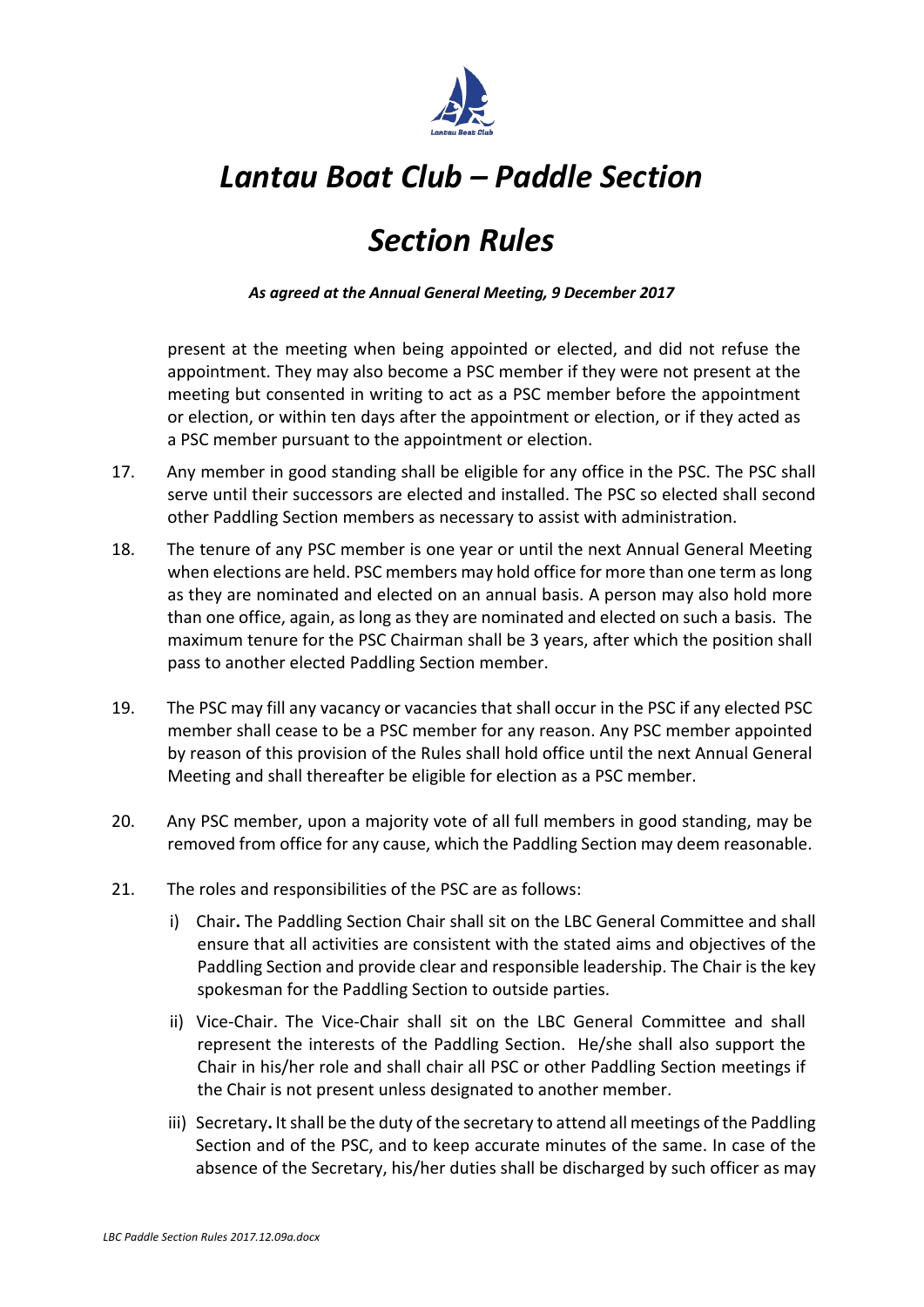present at the meeting when being appointed or elected, and did not refuse the appointment. They may also become a PSC member if they were not present at the meeting but consented in writing to act as a PSC member before the appointment or election, or within ten days after the appointment or election, or if they acted as a PSC member pursuant to the appointment or election.

17. Any member in good standing shall be eligible for any office in the PSC. The PSC shall serve until their successors are elected and installed. The PSC so elected shall second other Paddling Section members as necessary to assist with administration.

18. The tenure of any PSC member is one year or until the next Annual General Meeting when elections are held. PSC members may hold office for more than one term as long as they are nominated and elected on an annual basis. A person may also hold more than one office, again, as long as they are nominated and elected on such a basis. The maximum tenure for the PSC Chairman shall be 3 years, after which the position shall pass to another elected Paddling Section member.

19. The PSC may fill any vacancy or vacancies that shall occur in the PSC if any elected PSC member shall cease to be a PSC member for any reason. Any PSC member appointed by reason of this provision of the Rules shall hold office until the next Annual General Meeting and shall thereafter be eligible for election as a PSC member.

20. Any PSC member, upon a majority vote of all full members in good standing, may be removed from office for any cause, which the Paddling Section may deem reasonable.

21. The roles and responsibilities of the PSC are as follows:

    i) Chair**.** The Paddling Section Chair shall sit on the LBC General Committee and shall ensure that all activities are consistent with the stated aims and objectives of the Paddling Section and provide clear and responsible leadership. The Chair is the key spokesman for the Paddling Section to outside parties.

    ii) Vice-Chair. The Vice-Chair shall sit on the LBC General Committee and shall represent the interests of the Paddling Section. He/she shall also support the Chair in his/her role and shall chair all PSC or other Paddling Section meetings if the Chair is not present unless designated to another member.

    iii) Secretary**.** It shall be the duty of the secretary to attend all meetings of the Paddling Section and of the PSC, and to keep accurate minutes of the same. In case of the absence of the Secretary, his/her duties shall be discharged by such officer as may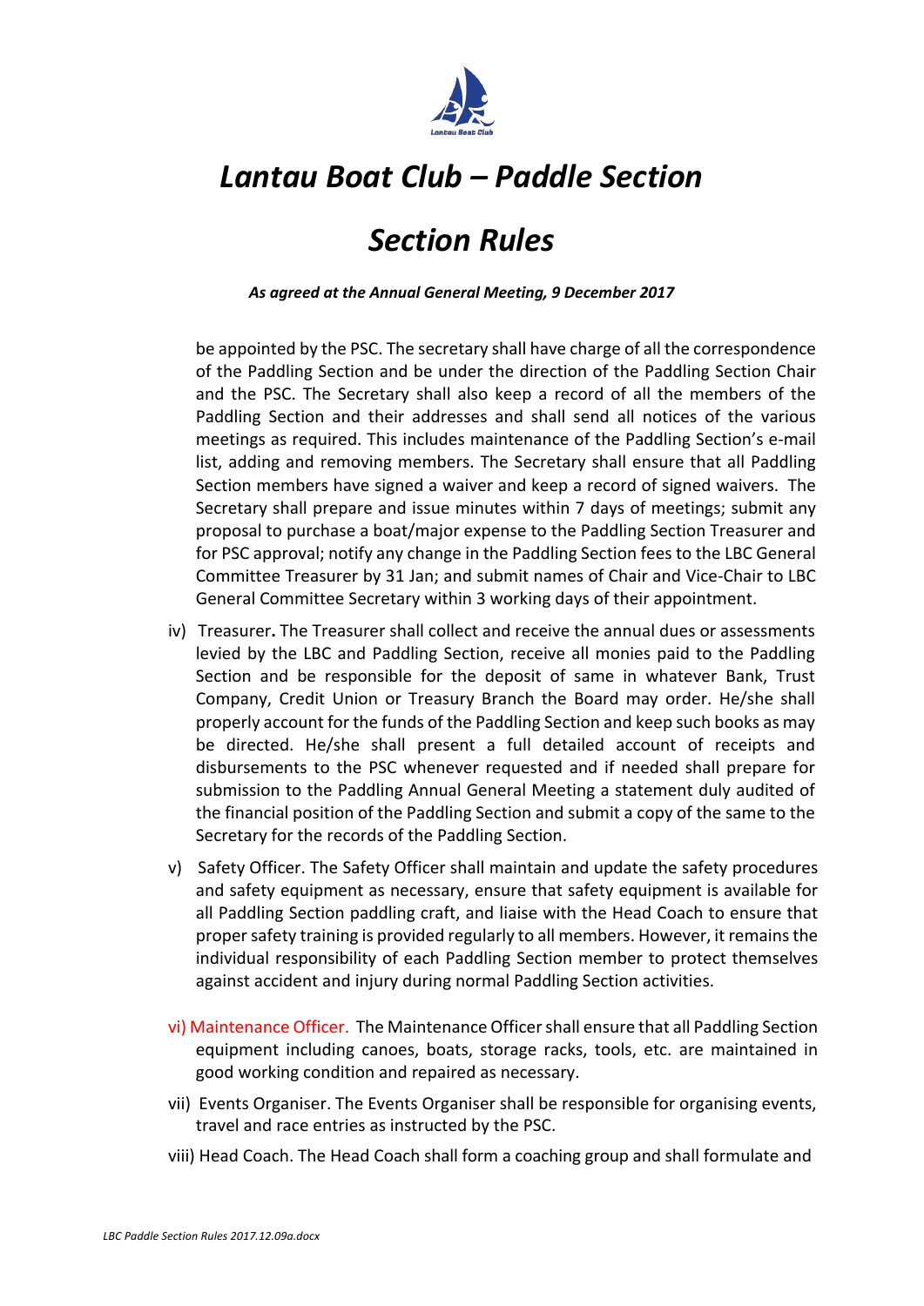be appointed by the PSC. The secretary shall have charge of all the correspondence of the Paddling Section and be under the direction of the Paddling Section Chair and the PSC. The Secretary shall also keep a record of all the members of the Paddling Section and their addresses and shall send all notices of the various meetings as required. This includes maintenance of the Paddling Section's e-mail list, adding and removing members. The Secretary shall ensure that all Paddling Section members have signed a waiver and keep a record of signed waivers. The Secretary shall prepare and issue minutes within 7 days of meetings; submit any proposal to purchase a boat/major expense to the Paddling Section Treasurer and for PSC approval; notify any change in the Paddling Section fees to the LBC General Committee Treasurer by 31 Jan; and submit names of Chair and Vice-Chair to LBC General Committee Secretary within 3 working days of their appointment.

iv) Treasurer**.** The Treasurer shall collect and receive the annual dues or assessments levied by the LBC and Paddling Section, receive all monies paid to the Paddling Section and be responsible for the deposit of same in whatever Bank, Trust Company, Credit Union or Treasury Branch the Board may order. He/she shall properly account for the funds of the Paddling Section and keep such books as may be directed. He/she shall present a full detailed account of receipts and disbursements to the PSC whenever requested and if needed shall prepare for submission to the Paddling Annual General Meeting a statement duly audited of the financial position of the Paddling Section and submit a copy of the same to the Secretary for the records of the Paddling Section.

v) Safety Officer. The Safety Officer shall maintain and update the safety procedures and safety equipment as necessary, ensure that safety equipment is available for all Paddling Section paddling craft, and liaise with the Head Coach to ensure that proper safety training is provided regularly to all members. However, it remains the individual responsibility of each Paddling Section member to protect themselves against accident and injury during normal Paddling Section activities.

vi) Maintenance Officer. The Maintenance Officer shall ensure that all Paddling Section equipment including canoes, boats, storage racks, tools, etc. are maintained in good working condition and repaired as necessary.

vii) Events Organiser. The Events Organiser shall be responsible for organising events, travel and race entries as instructed by the PSC.

viii) Head Coach. The Head Coach shall form a coaching group and shall formulate and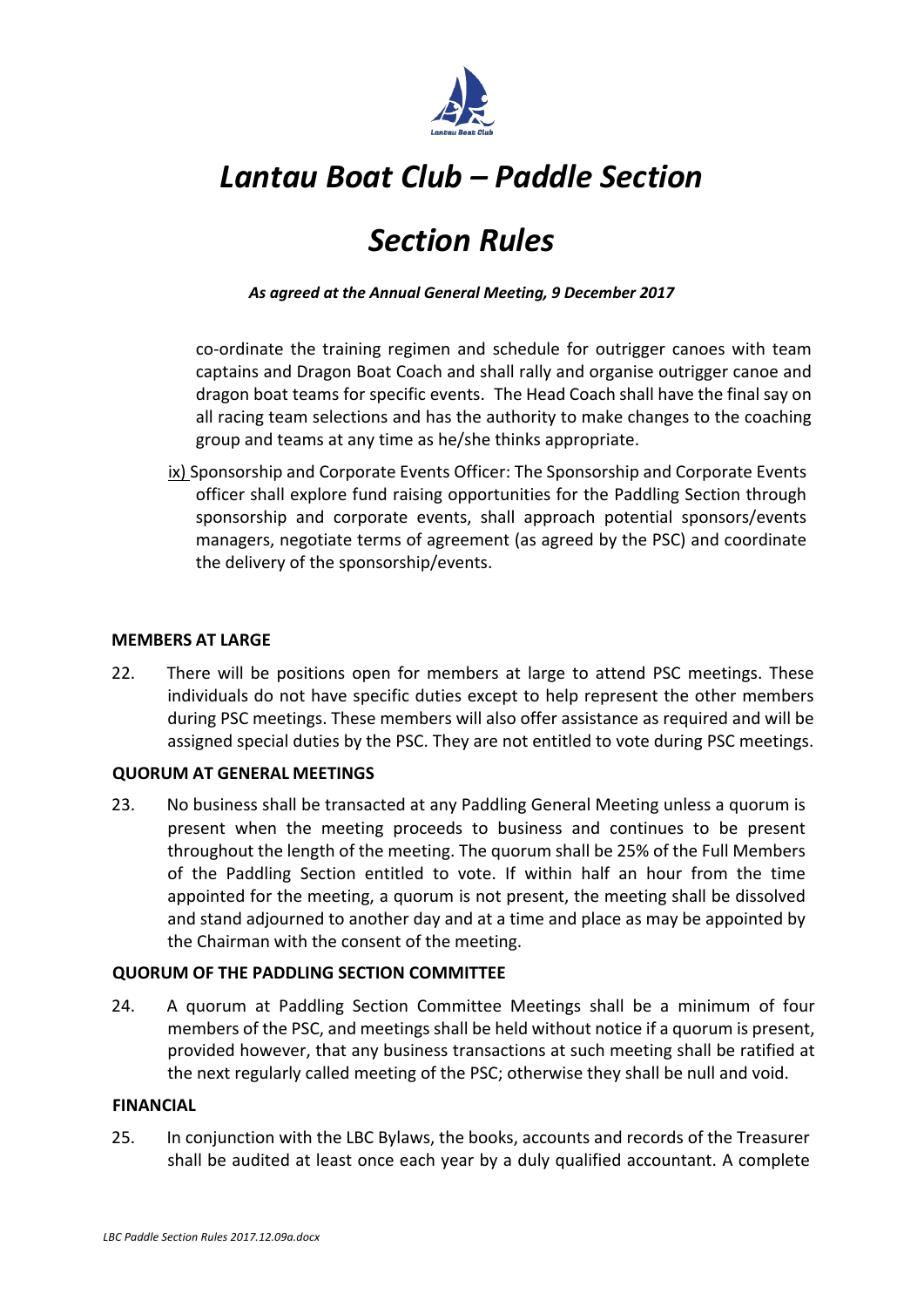co-ordinate the training regimen and schedule for outrigger canoes with team captains and Dragon Boat Coach and shall rally and organise outrigger canoe and dragon boat teams for specific events. The Head Coach shall have the final say on all racing team selections and has the authority to make changes to the coaching group and teams at any time as he/she thinks appropriate.

ix) Sponsorship and Corporate Events Officer: The Sponsorship and Corporate Events officer shall explore fund raising opportunities for the Paddling Section through sponsorship and corporate events, shall approach potential sponsors/events managers, negotiate terms of agreement (as agreed by the PSC) and coordinate the delivery of the sponsorship/events.

**MEMBERS AT LARGE**

22. There will be positions open for members at large to attend PSC meetings. These individuals do not have specific duties except to help represent the other members during PSC meetings. These members will also offer assistance as required and will be assigned special duties by the PSC. They are not entitled to vote during PSC meetings.

**QUORUM AT GENERAL MEETINGS**

23. No business shall be transacted at any Paddling General Meeting unless a quorum is present when the meeting proceeds to business and continues to be present throughout the length of the meeting. The quorum shall be 25% of the Full Members of the Paddling Section entitled to vote. If within half an hour from the time appointed for the meeting, a quorum is not present, the meeting shall be dissolved and stand adjourned to another day and at a time and place as may be appointed by the Chairman with the consent of the meeting.

**QUORUM OF THE PADDLING SECTION COMMITTEE**

24. A quorum at Paddling Section Committee Meetings shall be a minimum of four members of the PSC, and meetings shall be held without notice if a quorum is present, provided however, that any business transactions at such meeting shall be ratified at the next regularly called meeting of the PSC; otherwise they shall be null and void.

**FINANCIAL**

25. In conjunction with the LBC Bylaws, the books, accounts and records of the Treasurer shall be audited at least once each year by a duly qualified accountant. A complete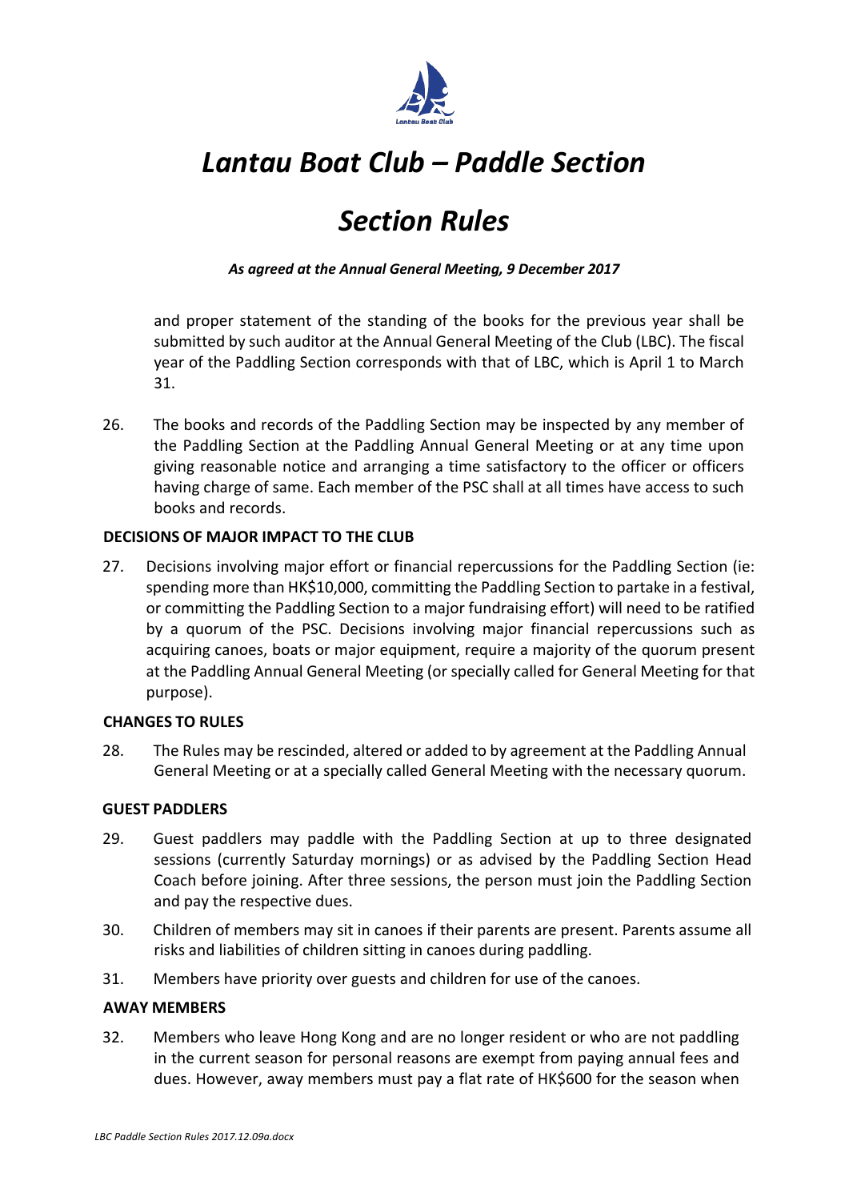# *Lantau Boat Club – Paddle Section*

# *Section Rules*

***As agreed at the Annual General Meeting, 9 December 2017***

and proper statement of the standing of the books for the previous year shall be submitted by such auditor at the Annual General Meeting of the Club (LBC). The fiscal year of the Paddling Section corresponds with that of LBC, which is April 1 to March 31.

26. The books and records of the Paddling Section may be inspected by any member of the Paddling Section at the Paddling Annual General Meeting or at any time upon giving reasonable notice and arranging a time satisfactory to the officer or officers having charge of same. Each member of the PSC shall at all times have access to such books and records.

**DECISIONS OF MAJOR IMPACT TO THE CLUB**

27. Decisions involving major effort or financial repercussions for the Paddling Section (ie: spending more than HK$10,000, committing the Paddling Section to partake in a festival, or committing the Paddling Section to a major fundraising effort) will need to be ratified by a quorum of the PSC. Decisions involving major financial repercussions such as acquiring canoes, boats or major equipment, require a majority of the quorum present at the Paddling Annual General Meeting (or specially called for General Meeting for that purpose).

**CHANGES TO RULES**

28. The Rules may be rescinded, altered or added to by agreement at the Paddling Annual General Meeting or at a specially called General Meeting with the necessary quorum.

**GUEST PADDLERS**

29. Guest paddlers may paddle with the Paddling Section at up to three designated sessions (currently Saturday mornings) or as advised by the Paddling Section Head Coach before joining. After three sessions, the person must join the Paddling Section and pay the respective dues.

30. Children of members may sit in canoes if their parents are present. Parents assume all risks and liabilities of children sitting in canoes during paddling.

31. Members have priority over guests and children for use of the canoes.

**AWAY MEMBERS**

32. Members who leave Hong Kong and are no longer resident or who are not paddling in the current season for personal reasons are exempt from paying annual fees and dues. However, away members must pay a flat rate of HK$600 for the season when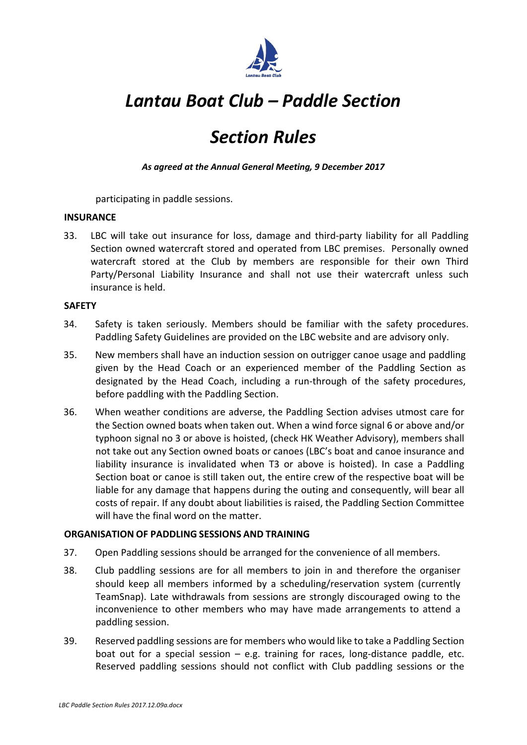participating in paddle sessions.

**INSURANCE**

33. LBC will take out insurance for loss, damage and third-party liability for all Paddling Section owned watercraft stored and operated from LBC premises. Personally owned watercraft stored at the Club by members are responsible for their own Third Party/Personal Liability Insurance and shall not use their watercraft unless such insurance is held.

**SAFETY**

34. Safety is taken seriously. Members should be familiar with the safety procedures. Paddling Safety Guidelines are provided on the LBC website and are advisory only.

35. New members shall have an induction session on outrigger canoe usage and paddling given by the Head Coach or an experienced member of the Paddling Section as designated by the Head Coach, including a run-through of the safety procedures, before paddling with the Paddling Section.

36. When weather conditions are adverse, the Paddling Section advises utmost care for the Section owned boats when taken out. When a wind force signal 6 or above and/or typhoon signal no 3 or above is hoisted, (check HK Weather Advisory), members shall not take out any Section owned boats or canoes (LBC's boat and canoe insurance and liability insurance is invalidated when T3 or above is hoisted). In case a Paddling Section boat or canoe is still taken out, the entire crew of the respective boat will be liable for any damage that happens during the outing and consequently, will bear all costs of repair. If any doubt about liabilities is raised, the Paddling Section Committee will have the final word on the matter.

**ORGANISATION OF PADDLING SESSIONS AND TRAINING**

37. Open Paddling sessions should be arranged for the convenience of all members.

38. Club paddling sessions are for all members to join in and therefore the organiser should keep all members informed by a scheduling/reservation system (currently TeamSnap). Late withdrawals from sessions are strongly discouraged owing to the inconvenience to other members who may have made arrangements to attend a paddling session.

39. Reserved paddling sessions are for members who would like to take a Paddling Section boat out for a special session – e.g. training for races, long-distance paddle, etc. Reserved paddling sessions should not conflict with Club paddling sessions or the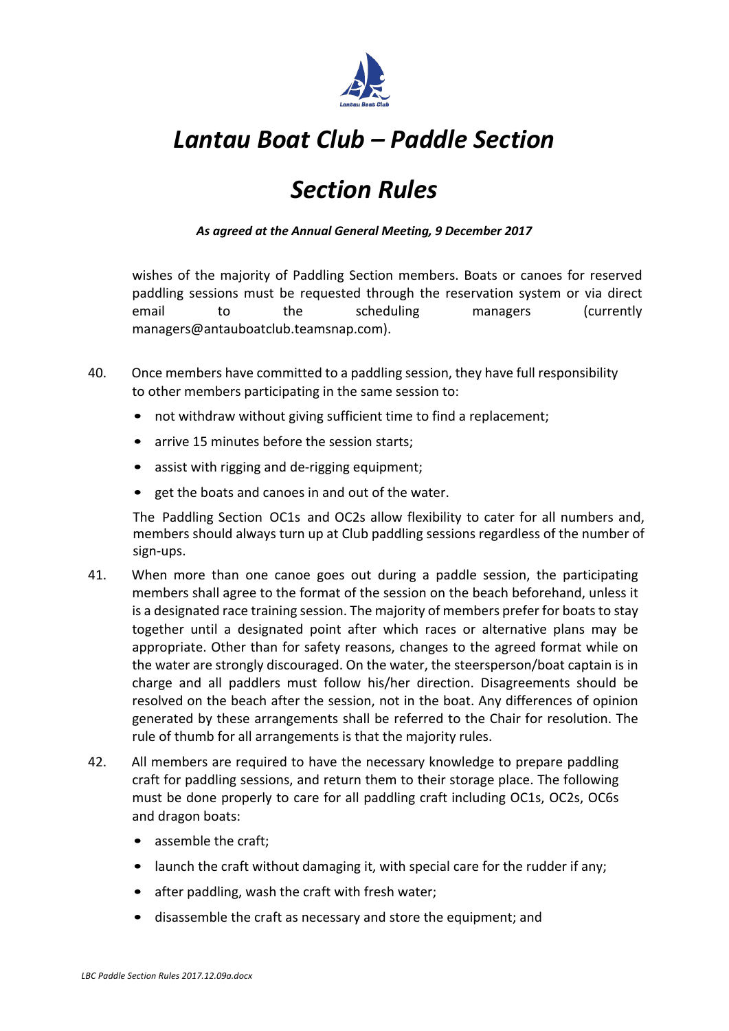# *Lantau Boat Club – Paddle Section*

# *Section Rules*

***As agreed at the Annual General Meeting, 9 December 2017***

wishes of the majority of Paddling Section members. Boats or canoes for reserved paddling sessions must be requested through the reservation system or via direct email to the scheduling managers (currently managers@antauboatclub.teamsnap.com).

40. Once members have committed to a paddling session, they have full responsibility to other members participating in the same session to:

    - not withdraw without giving sufficient time to find a replacement;
    - arrive 15 minutes before the session starts;
    - assist with rigging and de-rigging equipment;
    - get the boats and canoes in and out of the water.

    The Paddling Section OC1s and OC2s allow flexibility to cater for all numbers and, members should always turn up at Club paddling sessions regardless of the number of sign-ups.

41. When more than one canoe goes out during a paddle session, the participating members shall agree to the format of the session on the beach beforehand, unless it is a designated race training session. The majority of members prefer for boats to stay together until a designated point after which races or alternative plans may be appropriate. Other than for safety reasons, changes to the agreed format while on the water are strongly discouraged. On the water, the steersperson/boat captain is in charge and all paddlers must follow his/her direction. Disagreements should be resolved on the beach after the session, not in the boat. Any differences of opinion generated by these arrangements shall be referred to the Chair for resolution. The rule of thumb for all arrangements is that the majority rules.

42. All members are required to have the necessary knowledge to prepare paddling craft for paddling sessions, and return them to their storage place. The following must be done properly to care for all paddling craft including OC1s, OC2s, OC6s and dragon boats:

    - assemble the craft;
    - launch the craft without damaging it, with special care for the rudder if any;
    - after paddling, wash the craft with fresh water;
    - disassemble the craft as necessary and store the equipment; and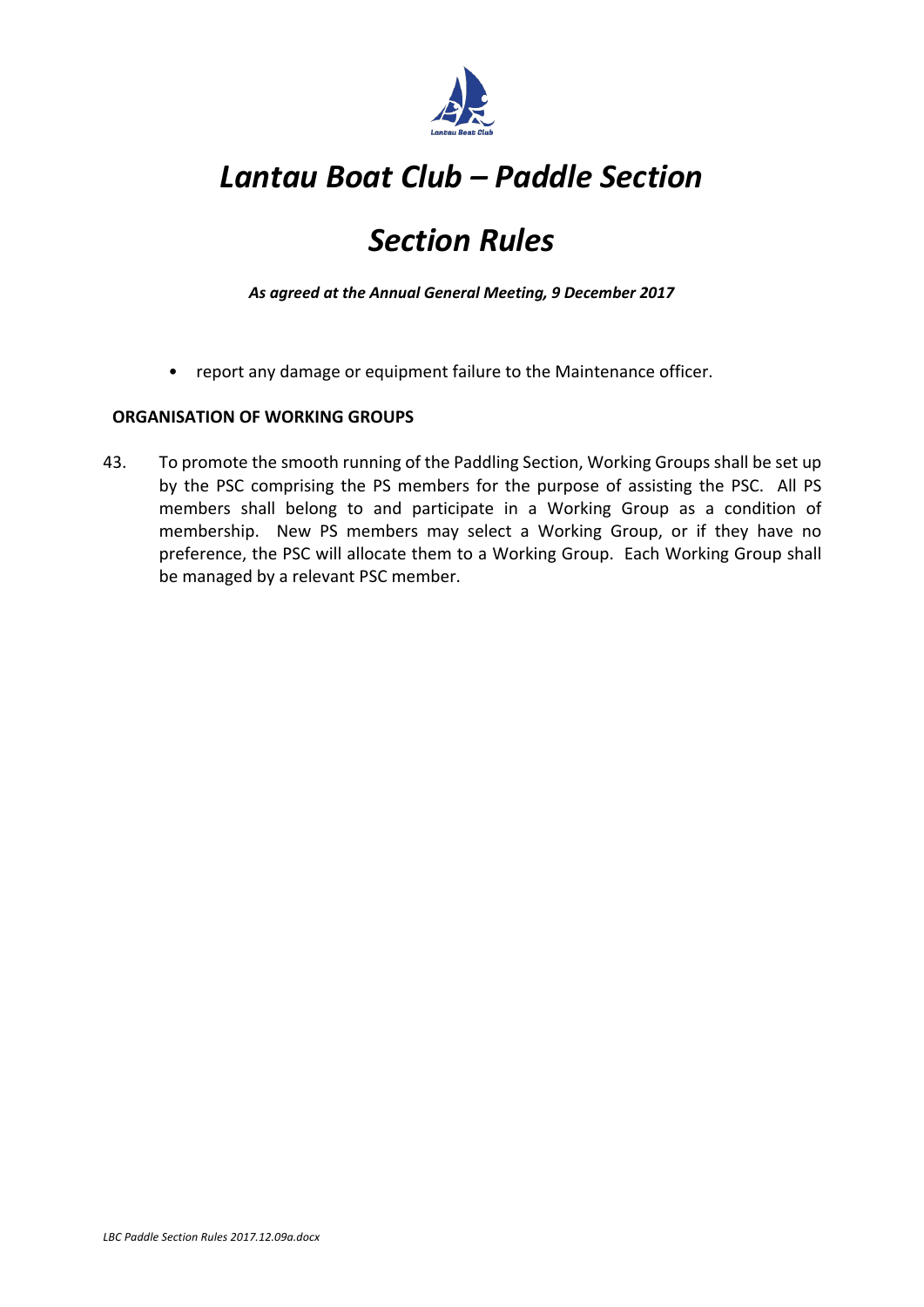- report any damage or equipment failure to the Maintenance officer.

**ORGANISATION OF WORKING GROUPS**

43. To promote the smooth running of the Paddling Section, Working Groups shall be set up by the PSC comprising the PS members for the purpose of assisting the PSC. All PS members shall belong to and participate in a Working Group as a condition of membership. New PS members may select a Working Group, or if they have no preference, the PSC will allocate them to a Working Group. Each Working Group shall be managed by a relevant PSC member.